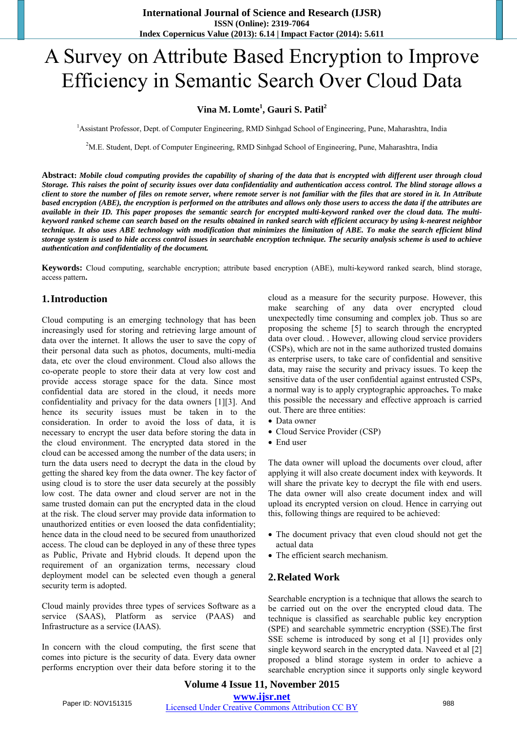# A Survey on Attribute Based Encryption to Improve Efficiency in Semantic Search Over Cloud Data

**Vina M. Lomte[1], Gauri S. Patil[2]**

[1]Assistant Professor, Dept. of Computer Engineering, RMD Sinhgad School of Engineering, Pune, Maharashtra, India

[2]M.E. Student, Dept. of Computer Engineering, RMD Sinhgad School of Engineering, Pune, Maharashtra, India

**Abstract:** ***Mobile cloud computing provides the capability of sharing of the data that is encrypted with different user through cloud Storage. This raises the point of security issues over data confidentiality and authentication access control. The blind storage allows a client to store the number of files on remote server, where remote server is not familiar with the files that are stored in it. In Attribute based encryption (ABE), the encryption is performed on the attributes and allows only those users to access the data if the attributes are available in their ID. This paper proposes the semantic search for encrypted multi-keyword ranked over the cloud data. The multi-keyword ranked scheme can search based on the results obtained in ranked search with efficient accuracy by using k-nearest neighbor technique. It also uses ABE technology with modification that minimizes the limitation of ABE. To make the search efficient blind storage system is used to hide access control issues in searchable encryption technique. The security analysis scheme is used to achieve authentication and confidentiality of the document.***

**Keywords:** Cloud computing, searchable encryption; attribute based encryption (ABE), multi-keyword ranked search, blind storage, access pattern**.**

## 1. Introduction

Cloud computing is an emerging technology that has been increasingly used for storing and retrieving large amount of data over the internet. It allows the user to save the copy of their personal data such as photos, documents, multi-media data, etc over the cloud environment. Cloud also allows the co-operate people to store their data at very low cost and provide access storage space for the data. Since most confidential data are stored in the cloud, it needs more confidentiality and privacy for the data owners [1][3]. And hence its security issues must be taken in to the consideration. In order to avoid the loss of data, it is necessary to encrypt the user data before storing the data in the cloud environment. The encrypted data stored in the cloud can be accessed among the number of the data users; in turn the data users need to decrypt the data in the cloud by getting the shared key from the data owner. The key factor of using cloud is to store the user data securely at the possibly low cost. The data owner and cloud server are not in the same trusted domain can put the encrypted data in the cloud at the risk. The cloud server may provide data information to unauthorized entities or even loosed the data confidentiality; hence data in the cloud need to be secured from unauthorized access. The cloud can be deployed in any of these three types as Public, Private and Hybrid clouds. It depend upon the requirement of an organization terms, necessary cloud deployment model can be selected even though a general security term is adopted.

Cloud mainly provides three types of services Software as a service (SAAS), Platform as service (PAAS) and Infrastructure as a service (IAAS).

In concern with the cloud computing, the first scene that comes into picture is the security of data. Every data owner performs encryption over their data before storing it to the cloud as a measure for the security purpose. However, this make searching of any data over encrypted cloud unexpectedly time consuming and complex job. Thus so are proposing the scheme [5] to search through the encrypted data over cloud. . However, allowing cloud service providers (CSPs), which are not in the same authorized trusted domains as enterprise users, to take care of confidential and sensitive data, may raise the security and privacy issues. To keep the sensitive data of the user confidential against entrusted CSPs, a normal way is to apply cryptographic approaches**.** To make this possible the necessary and effective approach is carried out. There are three entities:

- Data owner
- Cloud Service Provider (CSP)
- End user

The data owner will upload the documents over cloud, after applying it will also create document index with keywords. It will share the private key to decrypt the file with end users. The data owner will also create document index and will upload its encrypted version on cloud. Hence in carrying out this, following things are required to be achieved:

- The document privacy that even cloud should not get the actual data
- The efficient search mechanism.

## 2. Related Work

Searchable encryption is a technique that allows the search to be carried out on the over the encrypted cloud data. The technique is classified as searchable public key encryption (SPE) and searchable symmetric encryption (SSE).The first SSE scheme is introduced by song et al [1] provides only single keyword search in the encrypted data. Naveed et al [2] proposed a blind storage system in order to achieve a searchable encryption since it supports only single keyword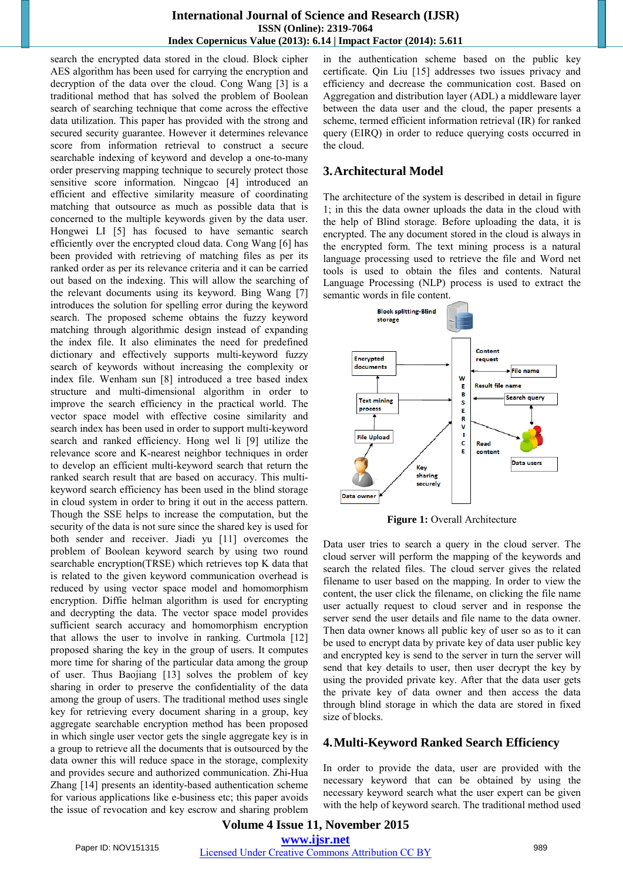search the encrypted data stored in the cloud. Block cipher AES algorithm has been used for carrying the encryption and decryption of the data over the cloud. Cong Wang [3] is a traditional method that has solved the problem of Boolean search of searching technique that come across the effective data utilization. This paper has provided with the strong and secured security guarantee. However it determines relevance score from information retrieval to construct a secure searchable indexing of keyword and develop a one-to-many order preserving mapping technique to securely protect those sensitive score information. Ningcao [4] introduced an efficient and effective similarity measure of coordinating matching that outsource as much as possible data that is concerned to the multiple keywords given by the data user. Hongwei LI [5] has focused to have semantic search efficiently over the encrypted cloud data. Cong Wang [6] has been provided with retrieving of matching files as per its ranked order as per its relevance criteria and it can be carried out based on the indexing. This will allow the searching of the relevant documents using its keyword. Bing Wang [7] introduces the solution for spelling error during the keyword search. The proposed scheme obtains the fuzzy keyword matching through algorithmic design instead of expanding the index file. It also eliminates the need for predefined dictionary and effectively supports multi-keyword fuzzy search of keywords without increasing the complexity or index file. Wenham sun [8] introduced a tree based index structure and multi-dimensional algorithm in order to improve the search efficiency in the practical world. The vector space model with effective cosine similarity and search index has been used in order to support multi-keyword search and ranked efficiency. Hong wel li [9] utilize the relevance score and K-nearest neighbor techniques in order to develop an efficient multi-keyword search that return the ranked search result that are based on accuracy. This multi-keyword search efficiency has been used in the blind storage in cloud system in order to bring it out in the access pattern. Though the SSE helps to increase the computation, but the security of the data is not sure since the shared key is used for both sender and receiver. Jiadi yu [11] overcomes the problem of Boolean keyword search by using two round searchable encryption(TRSE) which retrieves top K data that is related to the given keyword communication overhead is reduced by using vector space model and homomorphism encryption. Diffie helman algorithm is used for encrypting and decrypting the data. The vector space model provides sufficient search accuracy and homomorphism encryption that allows the user to involve in ranking. Curtmola [12] proposed sharing the key in the group of users. It computes more time for sharing of the particular data among the group of user. Thus Baojiang [13] solves the problem of key sharing in order to preserve the confidentiality of the data among the group of users. The traditional method uses single key for retrieving every document sharing in a group, key aggregate searchable encryption method has been proposed in which single user vector gets the single aggregate key is in a group to retrieve all the documents that is outsourced by the data owner this will reduce space in the storage, complexity and provides secure and authorized communication. Zhi-Hua Zhang [14] presents an identity-based authentication scheme for various applications like e-business etc; this paper avoids the issue of revocation and key escrow and sharing problem in the authentication scheme based on the public key certificate. Qin Liu [15] addresses two issues privacy and efficiency and decrease the communication cost. Based on Aggregation and distribution layer (ADL) a middleware layer between the data user and the cloud, the paper presents a scheme, termed efficient information retrieval (IR) for ranked query (EIRQ) in order to reduce querying costs occurred in the cloud.

## 3. Architectural Model

The architecture of the system is described in detail in figure 1; in this the data owner uploads the data in the cloud with the help of Blind storage. Before uploading the data, it is encrypted. The any document stored in the cloud is always in the encrypted form. The text mining process is a natural language processing used to retrieve the file and Word net tools is used to obtain the files and contents. Natural Language Processing (NLP) process is used to extract the semantic words in file content.

**Figure 1:** Overall Architecture

Data user tries to search a query in the cloud server. The cloud server will perform the mapping of the keywords and search the related files. The cloud server gives the related filename to user based on the mapping. In order to view the content, the user click the filename, on clicking the file name user actually request to cloud server and in response the server send the user details and file name to the data owner. Then data owner knows all public key of user so as to it can be used to encrypt data by private key of data user public key and encrypted key is send to the server in turn the server will send that key details to user, then user decrypt the key by using the provided private key. After that the data user gets the private key of data owner and then access the data through blind storage in which the data are stored in fixed size of blocks.

## 4. Multi-Keyword Ranked Search Efficiency

In order to provide the data, user are provided with the necessary keyword that can be obtained by using the necessary keyword search what the user expert can be given with the help of keyword search. The traditional method used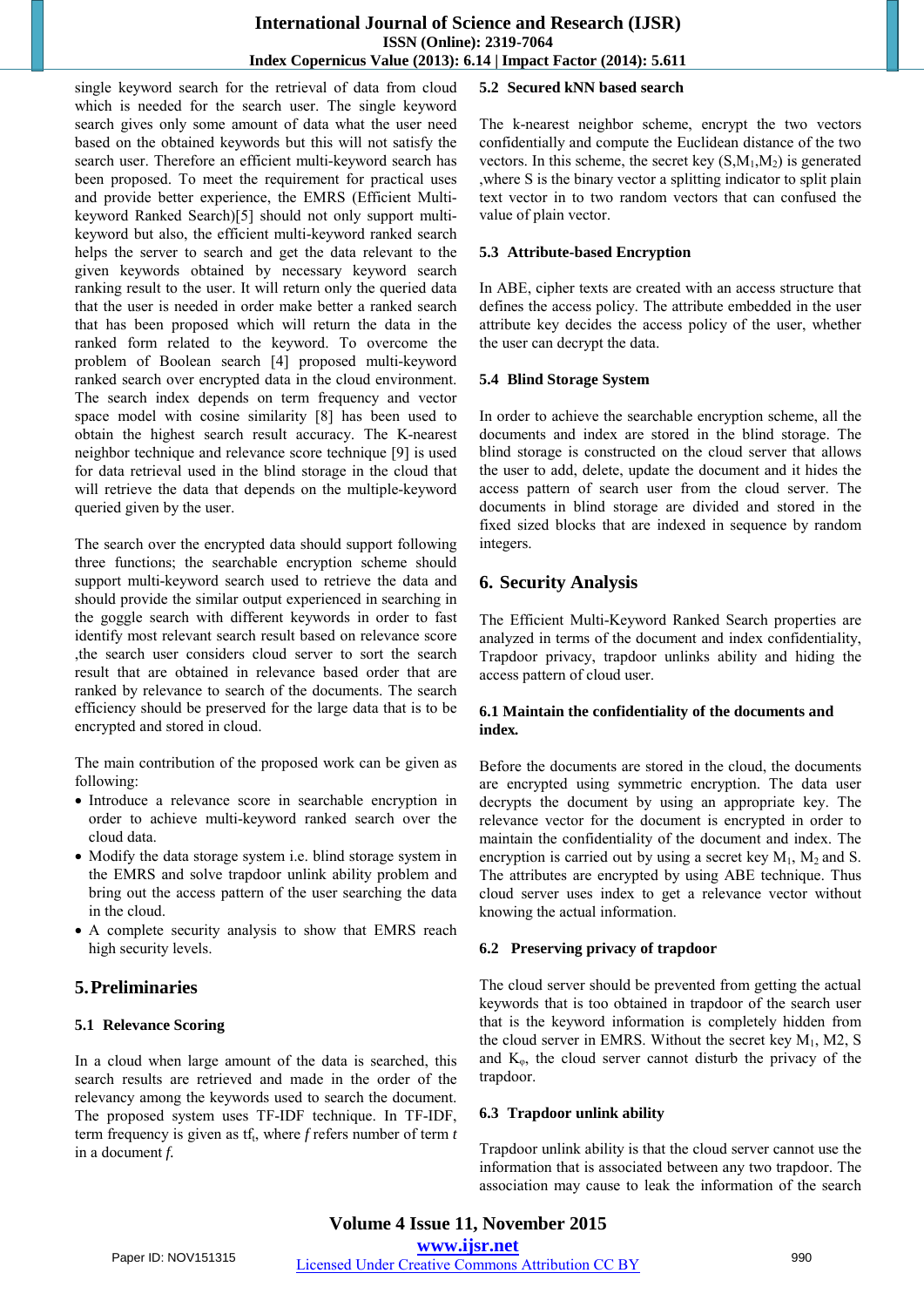single keyword search for the retrieval of data from cloud which is needed for the search user. The single keyword search gives only some amount of data what the user need based on the obtained keywords but this will not satisfy the search user. Therefore an efficient multi-keyword search has been proposed. To meet the requirement for practical uses and provide better experience, the EMRS (Efficient Multi-keyword Ranked Search)[5] should not only support multi-keyword but also, the efficient multi-keyword ranked search helps the server to search and get the data relevant to the given keywords obtained by necessary keyword search ranking result to the user. It will return only the queried data that the user is needed in order make better a ranked search that has been proposed which will return the data in the ranked form related to the keyword. To overcome the problem of Boolean search [4] proposed multi-keyword ranked search over encrypted data in the cloud environment. The search index depends on term frequency and vector space model with cosine similarity [8] has been used to obtain the highest search result accuracy. The K-nearest neighbor technique and relevance score technique [9] is used for data retrieval used in the blind storage in the cloud that will retrieve the data that depends on the multiple-keyword queried given by the user.

The search over the encrypted data should support following three functions; the searchable encryption scheme should support multi-keyword search used to retrieve the data and should provide the similar output experienced in searching in the goggle search with different keywords in order to fast identify most relevant search result based on relevance score ,the search user considers cloud server to sort the search result that are obtained in relevance based order that are ranked by relevance to search of the documents. The search efficiency should be preserved for the large data that is to be encrypted and stored in cloud.

The main contribution of the proposed work can be given as following:

- Introduce a relevance score in searchable encryption in order to achieve multi-keyword ranked search over the cloud data.
- Modify the data storage system i.e. blind storage system in the EMRS and solve trapdoor unlink ability problem and bring out the access pattern of the user searching the data in the cloud.
- A complete security analysis to show that EMRS reach high security levels.

## 5. Preliminaries

### 5.1 Relevance Scoring

In a cloud when large amount of the data is searched, this search results are retrieved and made in the order of the relevancy among the keywords used to search the document. The proposed system uses TF-IDF technique. In TF-IDF, term frequency is given as $tf_t$, where *f* refers number of term *t* in a document *f.*

### 5.2 Secured kNN based search

The k-nearest neighbor scheme, encrypt the two vectors confidentially and compute the Euclidean distance of the two vectors. In this scheme, the secret key $(S,M_1,M_2)$ is generated ,where S is the binary vector a splitting indicator to split plain text vector in to two random vectors that can confused the value of plain vector.

### 5.3 Attribute-based Encryption

In ABE, cipher texts are created with an access structure that defines the access policy. The attribute embedded in the user attribute key decides the access policy of the user, whether the user can decrypt the data.

### 5.4 Blind Storage System

In order to achieve the searchable encryption scheme, all the documents and index are stored in the blind storage. The blind storage is constructed on the cloud server that allows the user to add, delete, update the document and it hides the access pattern of search user from the cloud server. The documents in blind storage are divided and stored in the fixed sized blocks that are indexed in sequence by random integers.

## 6. Security Analysis

The Efficient Multi-Keyword Ranked Search properties are analyzed in terms of the document and index confidentiality, Trapdoor privacy, trapdoor unlinks ability and hiding the access pattern of cloud user.

### 6.1 Maintain the confidentiality of the documents and index.

Before the documents are stored in the cloud, the documents are encrypted using symmetric encryption. The data user decrypts the document by using an appropriate key. The relevance vector for the document is encrypted in order to maintain the confidentiality of the document and index. The encryption is carried out by using a secret key $M_1$, $M_2$ and S. The attributes are encrypted by using ABE technique. Thus cloud server uses index to get a relevance vector without knowing the actual information.

### 6.2 Preserving privacy of trapdoor

The cloud server should be prevented from getting the actual keywords that is too obtained in trapdoor of the search user that is the keyword information is completely hidden from the cloud server in EMRS. Without the secret key $M_1$, M2, S and $K_\varphi$, the cloud server cannot disturb the privacy of the trapdoor.

### 6.3 Trapdoor unlink ability

Trapdoor unlink ability is that the cloud server cannot use the information that is associated between any two trapdoor. The association may cause to leak the information of the search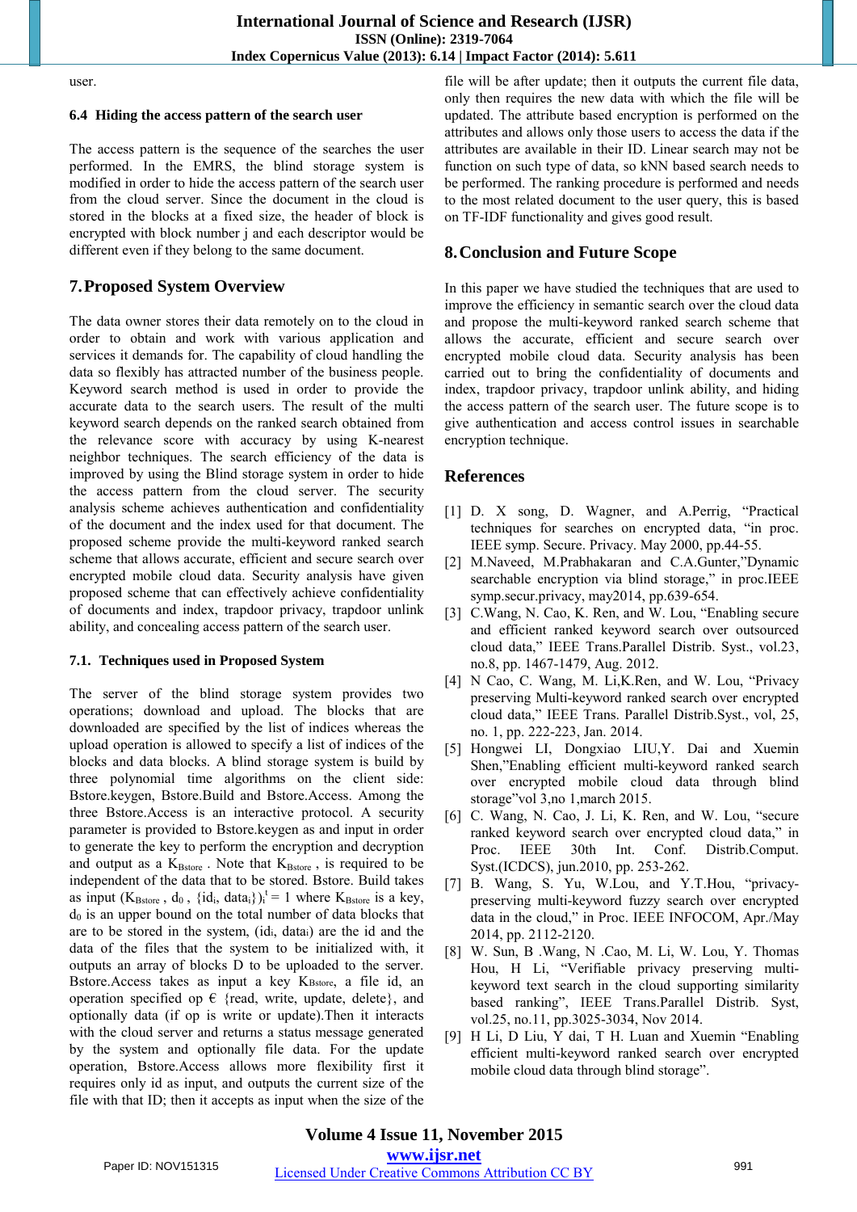user.

### 6.4 Hiding the access pattern of the search user

The access pattern is the sequence of the searches the user performed. In the EMRS, the blind storage system is modified in order to hide the access pattern of the search user from the cloud server. Since the document in the cloud is stored in the blocks at a fixed size, the header of block is encrypted with block number j and each descriptor would be different even if they belong to the same document.

## 7. Proposed System Overview

The data owner stores their data remotely on to the cloud in order to obtain and work with various application and services it demands for. The capability of cloud handling the data so flexibly has attracted number of the business people. Keyword search method is used in order to provide the accurate data to the search users. The result of the multi keyword search depends on the ranked search obtained from the relevance score with accuracy by using K-nearest neighbor techniques. The search efficiency of the data is improved by using the Blind storage system in order to hide the access pattern from the cloud server. The security analysis scheme achieves authentication and confidentiality of the document and the index used for that document. The proposed scheme provide the multi-keyword ranked search scheme that allows accurate, efficient and secure search over encrypted mobile cloud data. Security analysis have given proposed scheme that can effectively achieve confidentiality of documents and index, trapdoor privacy, trapdoor unlink ability, and concealing access pattern of the search user.

### 7.1. Techniques used in Proposed System

The server of the blind storage system provides two operations; download and upload. The blocks that are downloaded are specified by the list of indices whereas the upload operation is allowed to specify a list of indices of the blocks and data blocks. A blind storage system is build by three polynomial time algorithms on the client side: Bstore.keygen, Bstore.Build and Bstore.Access. Among the three Bstore.Access is an interactive protocol. A security parameter is provided to Bstore.keygen as and input in order to generate the key to perform the encryption and decryption and output as a $K_{Bstore}$ . Note that $K_{Bstore}$ , is required to be independent of the data that to be stored. Bstore. Build takes as input ($K_{Bstore}$ , $d_0$ , $\{id_i, data_i\})_i^t = 1$ where $K_{Bstore}$ is a key, $d_0$ is an upper bound on the total number of data blocks that are to be stored in the system, ($id_i$, $data_i$) are the id and the data of the files that the system to be initialized with, it outputs an array of blocks D to be uploaded to the server. Bstore.Access takes as input a key $K_{Bstore}$, a file id, an operation specified op $\in$ {read, write, update, delete}, and optionally data (if op is write or update).Then it interacts with the cloud server and returns a status message generated by the system and optionally file data. For the update operation, Bstore.Access allows more flexibility first it requires only id as input, and outputs the current size of the file with that ID; then it accepts as input when the size of the file will be after update; then it outputs the current file data, only then requires the new data with which the file will be updated. The attribute based encryption is performed on the attributes and allows only those users to access the data if the attributes are available in their ID. Linear search may not be function on such type of data, so kNN based search needs to be performed. The ranking procedure is performed and needs to the most related document to the user query, this is based on TF-IDF functionality and gives good result.

## 8. Conclusion and Future Scope

In this paper we have studied the techniques that are used to improve the efficiency in semantic search over the cloud data and propose the multi-keyword ranked search scheme that allows the accurate, efficient and secure search over encrypted mobile cloud data. Security analysis has been carried out to bring the confidentiality of documents and index, trapdoor privacy, trapdoor unlink ability, and hiding the access pattern of the search user. The future scope is to give authentication and access control issues in searchable encryption technique.

## References

[1] D. X song, D. Wagner, and A.Perrig, "Practical techniques for searches on encrypted data, "in proc. IEEE symp. Secure. Privacy. May 2000, pp.44-55.

[2] M.Naveed, M.Prabhakaran and C.A.Gunter,"Dynamic searchable encryption via blind storage," in proc.IEEE symp.secur.privacy, may2014, pp.639-654.

[3] C.Wang, N. Cao, K. Ren, and W. Lou, "Enabling secure and efficient ranked keyword search over outsourced cloud data," IEEE Trans.Parallel Distrib. Syst., vol.23, no.8, pp. 1467-1479, Aug. 2012.

[4] N Cao, C. Wang, M. Li,K.Ren, and W. Lou, "Privacy preserving Multi-keyword ranked search over encrypted cloud data," IEEE Trans. Parallel Distrib.Syst., vol, 25, no. 1, pp. 222-223, Jan. 2014.

[5] Hongwei LI, Dongxiao LIU,Y. Dai and Xuemin Shen,"Enabling efficient multi-keyword ranked search over encrypted mobile cloud data through blind storage"vol 3,no 1,march 2015.

[6] C. Wang, N. Cao, J. Li, K. Ren, and W. Lou, "secure ranked keyword search over encrypted cloud data," in Proc. IEEE 30th Int. Conf. Distrib.Comput. Syst.(ICDCS), jun.2010, pp. 253-262.

[7] B. Wang, S. Yu, W.Lou, and Y.T.Hou, "privacy-preserving multi-keyword fuzzy search over encrypted data in the cloud," in Proc. IEEE INFOCOM, Apr./May 2014, pp. 2112-2120.

[8] W. Sun, B .Wang, N .Cao, M. Li, W. Lou, Y. Thomas Hou, H Li, "Verifiable privacy preserving multi-keyword text search in the cloud supporting similarity based ranking", IEEE Trans.Parallel Distrib. Syst, vol.25, no.11, pp.3025-3034, Nov 2014.

[9] H Li, D Liu, Y dai, T H. Luan and Xuemin "Enabling efficient multi-keyword ranked search over encrypted mobile cloud data through blind storage".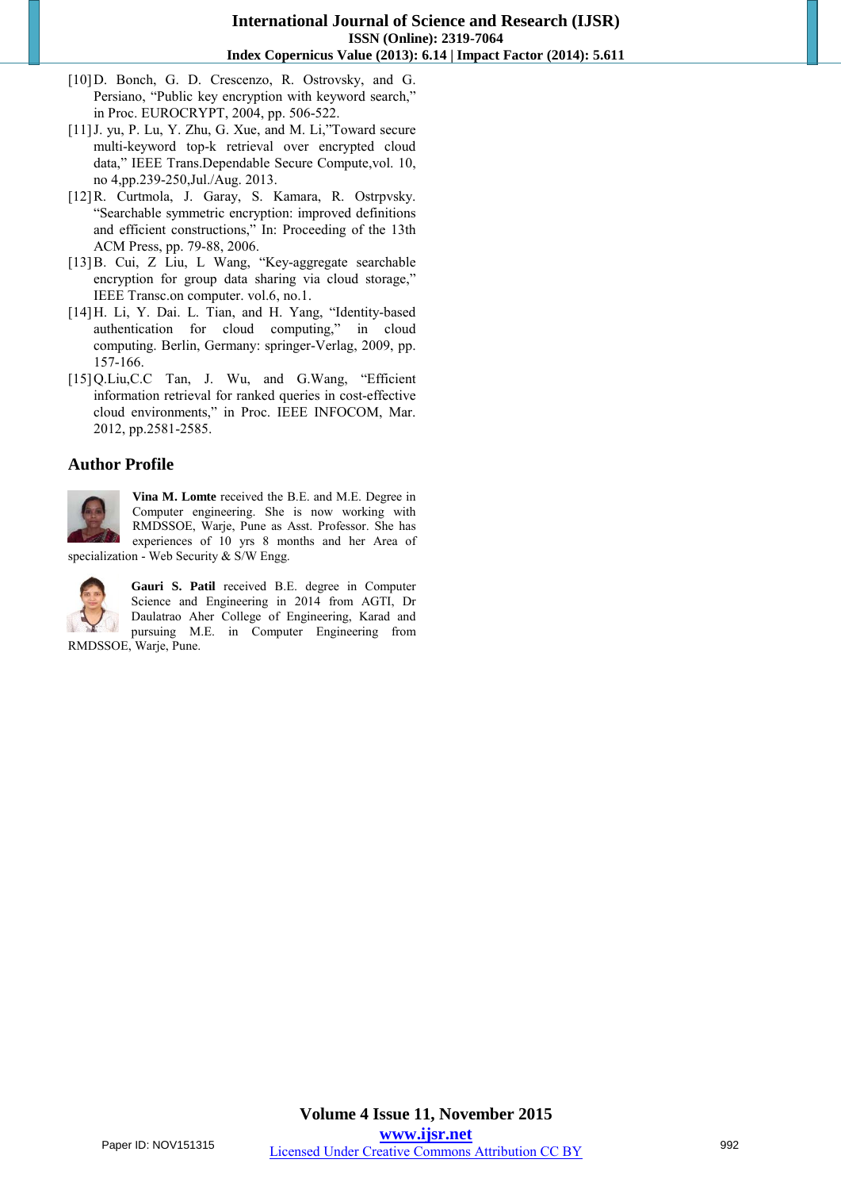[10] D. Bonch, G. D. Crescenzo, R. Ostrovsky, and G. Persiano, "Public key encryption with keyword search," in Proc. EUROCRYPT, 2004, pp. 506-522.

[11] J. yu, P. Lu, Y. Zhu, G. Xue, and M. Li,"Toward secure multi-keyword top-k retrieval over encrypted cloud data," IEEE Trans.Dependable Secure Compute,vol. 10, no 4,pp.239-250,Jul./Aug. 2013.

[12] R. Curtmola, J. Garay, S. Kamara, R. Ostrpvsky. "Searchable symmetric encryption: improved definitions and efficient constructions," In: Proceeding of the 13th ACM Press, pp. 79-88, 2006.

[13] B. Cui, Z Liu, L Wang, "Key-aggregate searchable encryption for group data sharing via cloud storage," IEEE Transc.on computer. vol.6, no.1.

[14] H. Li, Y. Dai. L. Tian, and H. Yang, "Identity-based authentication for cloud computing," in cloud computing. Berlin, Germany: springer-Verlag, 2009, pp. 157-166.

[15] Q.Liu,C.C Tan, J. Wu, and G.Wang, "Efficient information retrieval for ranked queries in cost-effective cloud environments," in Proc. IEEE INFOCOM, Mar. 2012, pp.2581-2585.

## Author Profile

**Vina M. Lomte** received the B.E. and M.E. Degree in Computer engineering. She is now working with RMDSSOE, Warje, Pune as Asst. Professor. She has experiences of 10 yrs 8 months and her Area of specialization - Web Security & S/W Engg.

**Gauri S. Patil** received B.E. degree in Computer Science and Engineering in 2014 from AGTI, Dr Daulatrao Aher College of Engineering, Karad and pursuing M.E. in Computer Engineering from RMDSSOE, Warje, Pune.